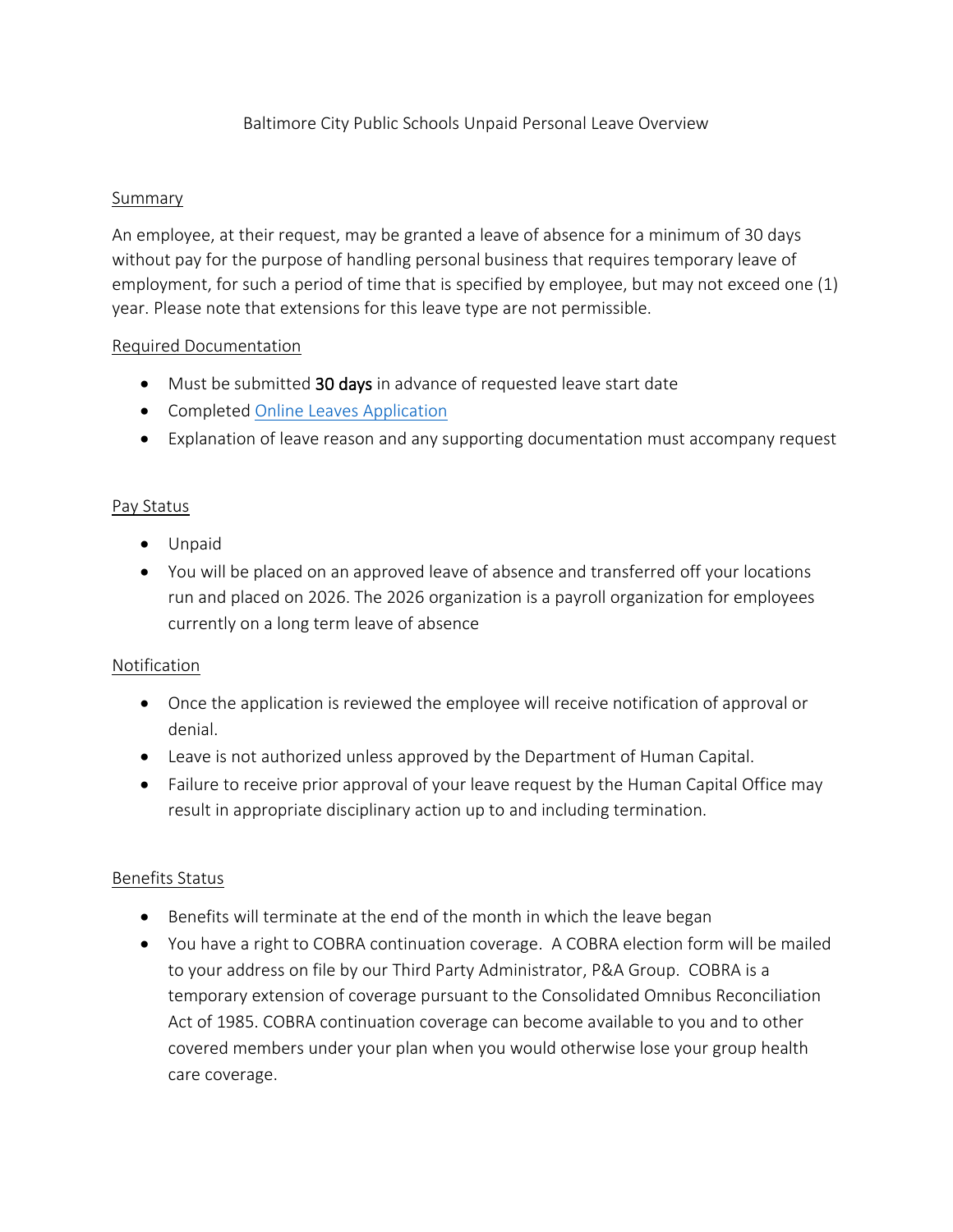# Baltimore City Public Schools Unpaid Personal Leave Overview

## Summary

An employee, at their request, may be granted a leave of absence for a minimum of 30 days without pay for the purpose of handling personal business that requires temporary leave of employment, for such a period of time that is specified by employee, but may not exceed one (1) year. Please note that extensions for this leave type are not permissible.

## Required Documentation

- Must be submitted **30 days** in advance of requested leave start date
- Completed Online Leaves Application
- Explanation of leave reason and any supporting documentation must accompany request

## Pay Status

- Unpaid
- You will be placed on an approved leave of absence and transferred off your locations run and placed on 2026. The 2026 organization is a payroll organization for employees currently on a long term leave of absence

## Notification

- Once the application is reviewed the employee will receive notification of approval or denial.
- Leave is not authorized unless approved by the Department of Human Capital.
- Failure to receive prior approval of your leave request by the Human Capital Office may result in appropriate disciplinary action up to and including termination.

## Benefits Status

- Benefits will terminate at the end of the month in which the leave began
- You have a right to COBRA continuation coverage. A COBRA election form will be mailed to your address on file by our Third Party Administrator, P&A Group. COBRA is a temporary extension of coverage pursuant to the Consolidated Omnibus Reconciliation Act of 1985. COBRA continuation coverage can become available to you and to other covered members under your plan when you would otherwise lose your group health care coverage.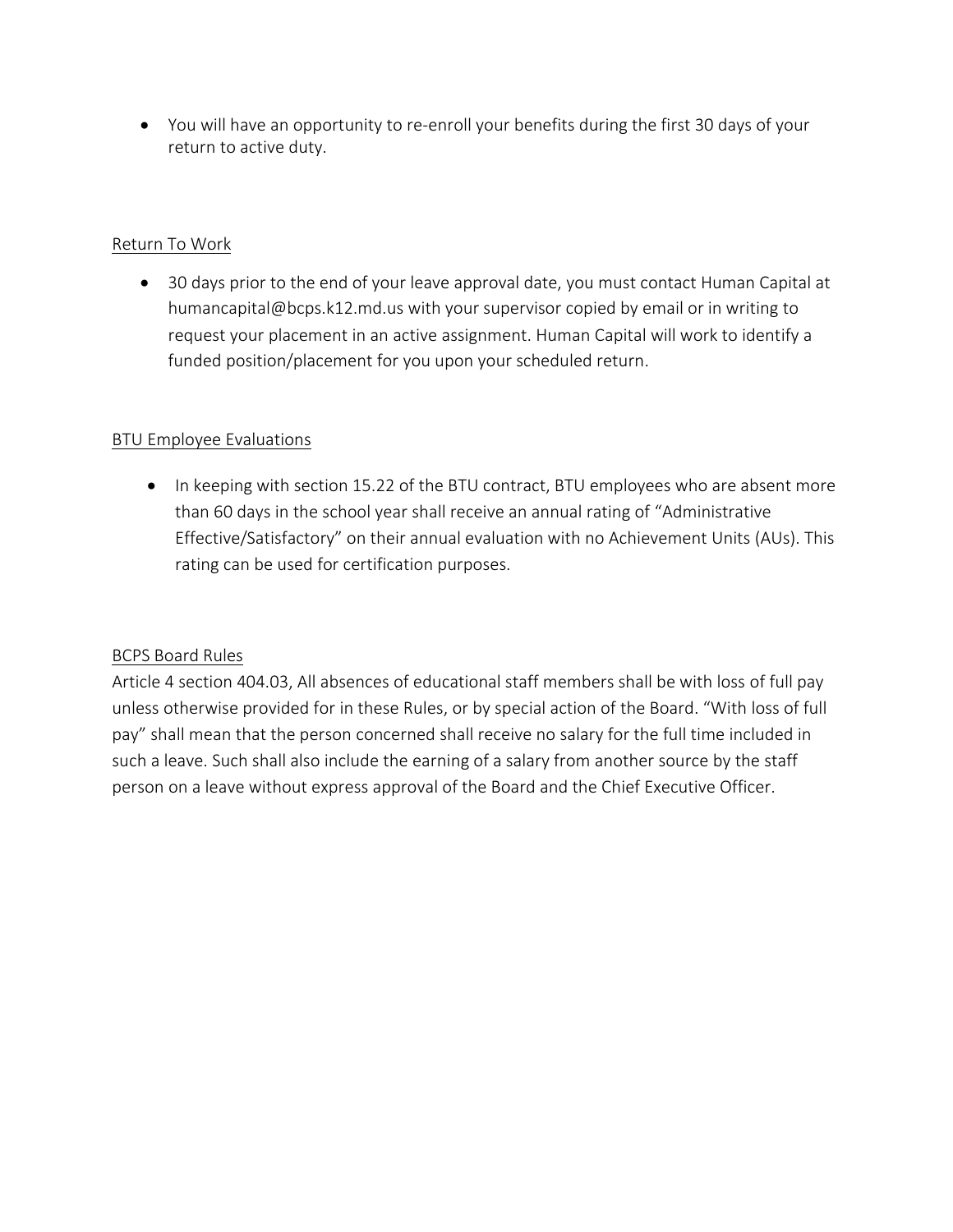- You will have an opportunity to re-enroll your benefits during the first 30 days of your return to active duty.

## Return To Work

- 30 days prior to the end of your leave approval date, you must contact Human Capital at humancapital@bcps.k12.md.us with your supervisor copied by email or in writing to request your placement in an active assignment. Human Capital will work to identify a funded position/placement for you upon your scheduled return.

## BTU Employee Evaluations

- In keeping with section 15.22 of the BTU contract, BTU employees who are absent more than 60 days in the school year shall receive an annual rating of "Administrative Effective/Satisfactory" on their annual evaluation with no Achievement Units (AUs). This rating can be used for certification purposes.

## BCPS Board Rules

Article 4 section 404.03, All absences of educational staff members shall be with loss of full pay unless otherwise provided for in these Rules, or by special action of the Board. "With loss of full pay" shall mean that the person concerned shall receive no salary for the full time included in such a leave. Such shall also include the earning of a salary from another source by the staff person on a leave without express approval of the Board and the Chief Executive Officer.